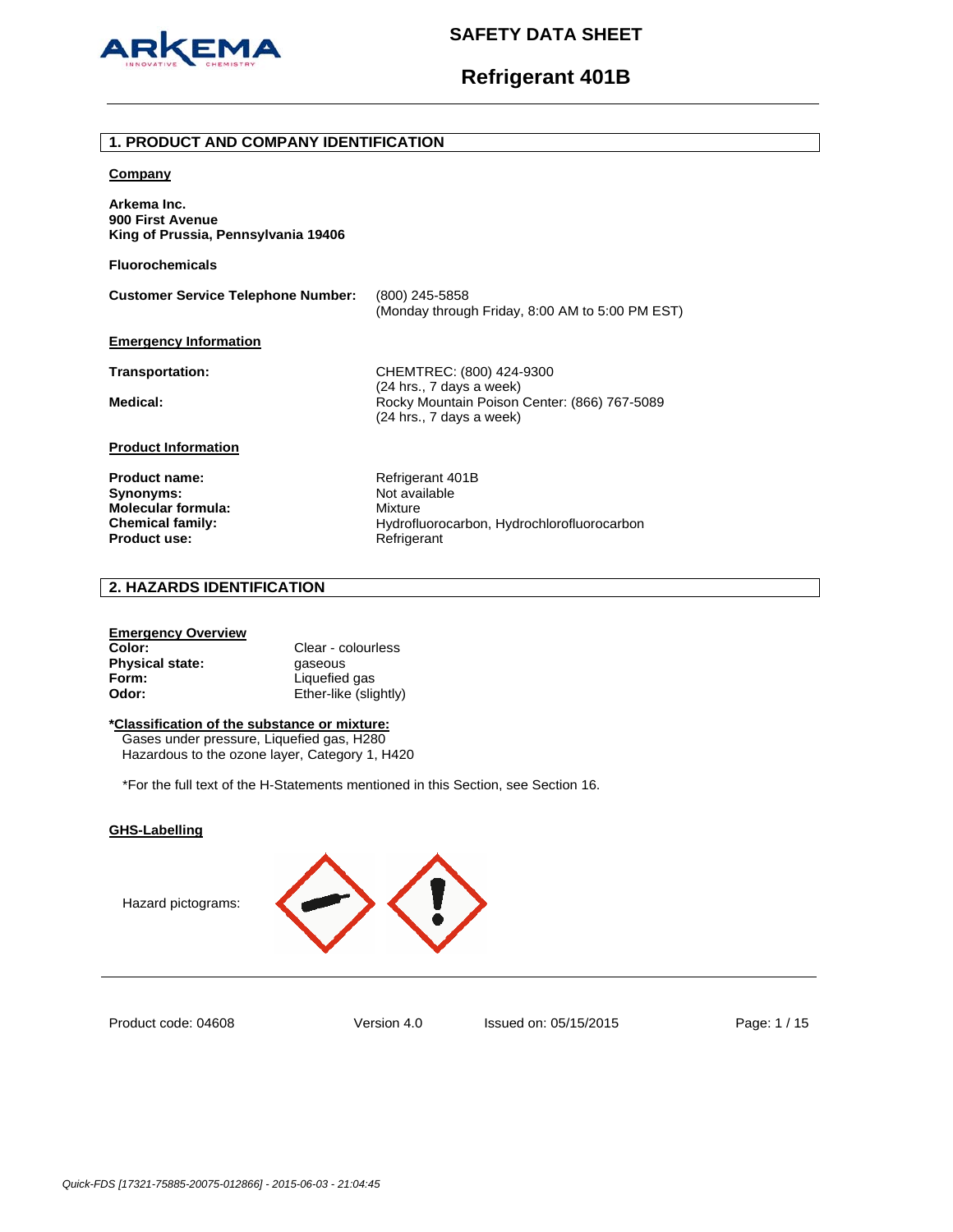# SAFETY DATA SHEET

# Refrigerant 401B

## 1. PRODUCT AND COMPANY IDENTIFICATION

**Company**

**Arkema Inc.**
**900 First Avenue**
**King of Prussia, Pennsylvania 19406**

**Fluorochemicals**

| | |
|---|---|
| **Customer Service Telephone Number:** | (800) 245-5858<br>(Monday through Friday, 8:00 AM to 5:00 PM EST) |

**Emergency Information**

| | |
|---|---|
| **Transportation:** | CHEMTREC: (800) 424-9300<br>(24 hrs., 7 days a week) |
| **Medical:** | Rocky Mountain Poison Center: (866) 767-5089<br>(24 hrs., 7 days a week) |

**Product Information**

| | |
|---|---|
| **Product name:** | Refrigerant 401B |
| **Synonyms:** | Not available |
| **Molecular formula:** | Mixture |
| **Chemical family:** | Hydrofluorocarbon, Hydrochlorofluorocarbon |
| **Product use:** | Refrigerant |

## 2. HAZARDS IDENTIFICATION

**Emergency Overview**

| | |
|---|---|
| **Color:** | Clear - colourless |
| **Physical state:** | gaseous |
| **Form:** | Liquefied gas |
| **Odor:** | Ether-like (slightly) |

**\*Classification of the substance or mixture:**

Gases under pressure, Liquefied gas, H280
Hazardous to the ozone layer, Category 1, H420

*For the full text of the H-Statements mentioned in this Section, see Section 16.

**GHS-Labelling**

Hazard pictograms:

Product code: 04608 Version 4.0 Issued on: 05/15/2015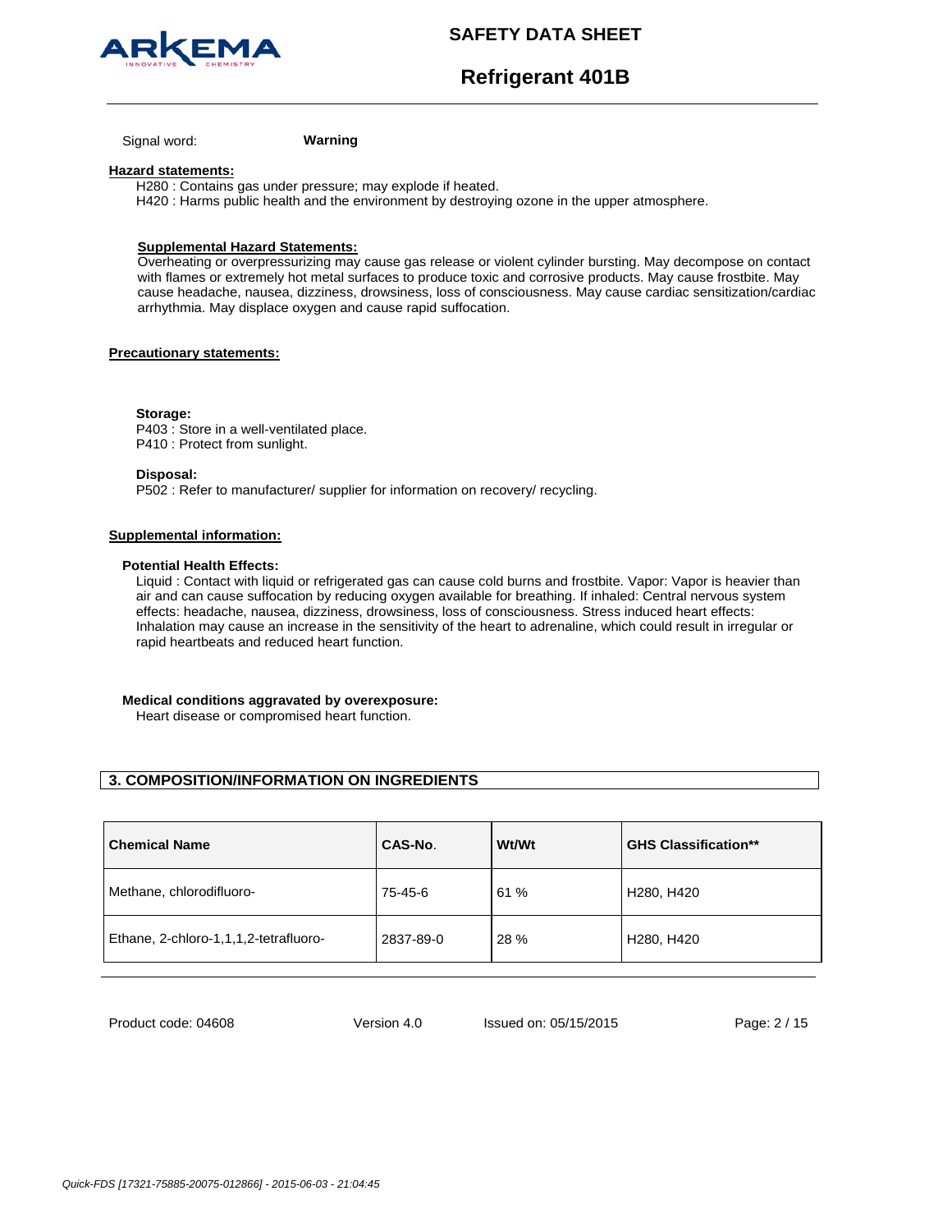Signal word: **Warning**

**Hazard statements:**

H280 : Contains gas under pressure; may explode if heated.
H420 : Harms public health and the environment by destroying ozone in the upper atmosphere.

**Supplemental Hazard Statements:**

Overheating or overpressurizing may cause gas release or violent cylinder bursting. May decompose on contact with flames or extremely hot metal surfaces to produce toxic and corrosive products. May cause frostbite. May cause headache, nausea, dizziness, drowsiness, loss of consciousness. May cause cardiac sensitization/cardiac arrhythmia. May displace oxygen and cause rapid suffocation.

**Precautionary statements:**

**Storage:**
P403 : Store in a well-ventilated place.
P410 : Protect from sunlight.

**Disposal:**
P502 : Refer to manufacturer/ supplier for information on recovery/ recycling.

**Supplemental information:**

**Potential Health Effects:**

Liquid : Contact with liquid or refrigerated gas can cause cold burns and frostbite. Vapor: Vapor is heavier than air and can cause suffocation by reducing oxygen available for breathing. If inhaled: Central nervous system effects: headache, nausea, dizziness, drowsiness, loss of consciousness. Stress induced heart effects: Inhalation may cause an increase in the sensitivity of the heart to adrenaline, which could result in irregular or rapid heartbeats and reduced heart function.

**Medical conditions aggravated by overexposure:**

Heart disease or compromised heart function.

## 3. COMPOSITION/INFORMATION ON INGREDIENTS

| Chemical Name | CAS-No. | Wt/Wt | GHS Classification** |
|---|---|---|---|
| Methane, chlorodifluoro- | 75-45-6 | 61 % | H280, H420 |
| Ethane, 2-chloro-1,1,1,2-tetrafluoro- | 2837-89-0 | 28 % | H280, H420 |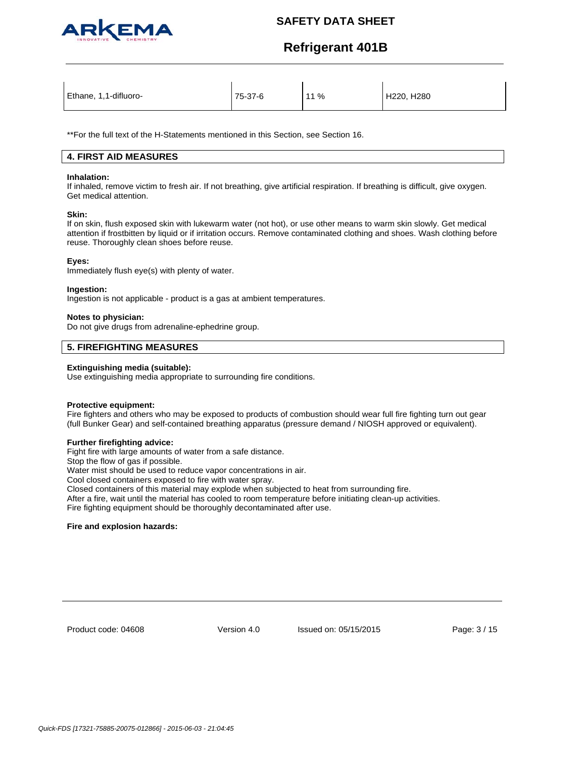| Ethane, 1,1-difluoro- | 75-37-6 | 11 % | H220, H280 |
|---|---|---|---|

**For the full text of the H-Statements mentioned in this Section, see Section 16.

## 4. FIRST AID MEASURES

**Inhalation:**
If inhaled, remove victim to fresh air. If not breathing, give artificial respiration. If breathing is difficult, give oxygen. Get medical attention.

**Skin:**
If on skin, flush exposed skin with lukewarm water (not hot), or use other means to warm skin slowly. Get medical attention if frostbitten by liquid or if irritation occurs. Remove contaminated clothing and shoes. Wash clothing before reuse. Thoroughly clean shoes before reuse.

**Eyes:**
Immediately flush eye(s) with plenty of water.

**Ingestion:**
Ingestion is not applicable - product is a gas at ambient temperatures.

**Notes to physician:**
Do not give drugs from adrenaline-ephedrine group.

## 5. FIREFIGHTING MEASURES

**Extinguishing media (suitable):**
Use extinguishing media appropriate to surrounding fire conditions.

**Protective equipment:**
Fire fighters and others who may be exposed to products of combustion should wear full fire fighting turn out gear (full Bunker Gear) and self-contained breathing apparatus (pressure demand / NIOSH approved or equivalent).

**Further firefighting advice:**
Fight fire with large amounts of water from a safe distance.
Stop the flow of gas if possible.
Water mist should be used to reduce vapor concentrations in air.
Cool closed containers exposed to fire with water spray.
Closed containers of this material may explode when subjected to heat from surrounding fire.
After a fire, wait until the material has cooled to room temperature before initiating clean-up activities.
Fire fighting equipment should be thoroughly decontaminated after use.

**Fire and explosion hazards:**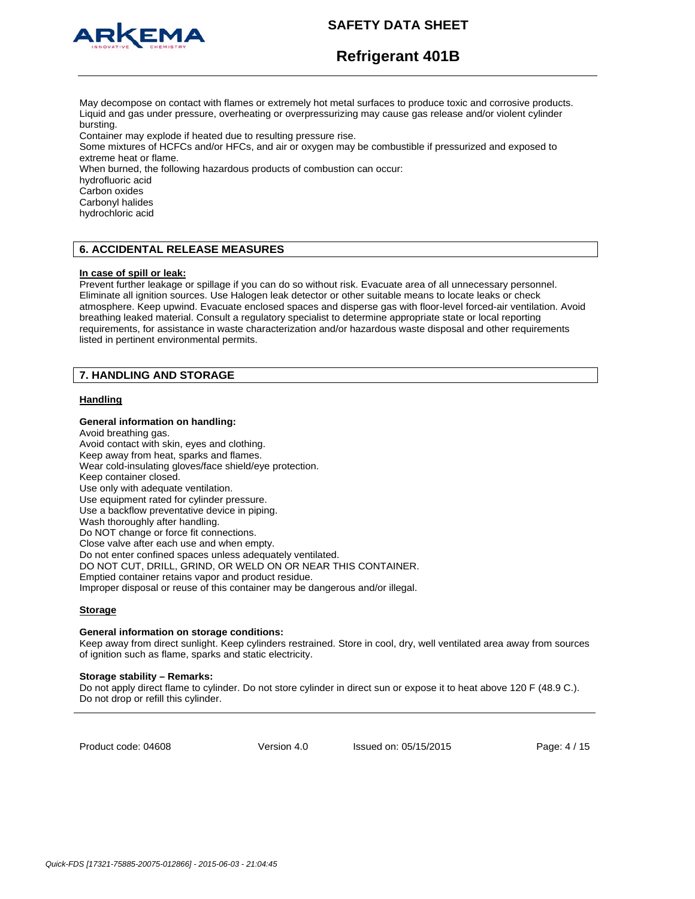May decompose on contact with flames or extremely hot metal surfaces to produce toxic and corrosive products.
Liquid and gas under pressure, overheating or overpressurizing may cause gas release and/or violent cylinder bursting.
Container may explode if heated due to resulting pressure rise.
Some mixtures of HCFCs and/or HFCs, and air or oxygen may be combustible if pressurized and exposed to extreme heat or flame.
When burned, the following hazardous products of combustion can occur:
hydrofluoric acid
Carbon oxides
Carbonyl halides
hydrochloric acid

## 6. ACCIDENTAL RELEASE MEASURES

**In case of spill or leak:**
Prevent further leakage or spillage if you can do so without risk. Evacuate area of all unnecessary personnel. Eliminate all ignition sources. Use Halogen leak detector or other suitable means to locate leaks or check atmosphere. Keep upwind. Evacuate enclosed spaces and disperse gas with floor-level forced-air ventilation. Avoid breathing leaked material. Consult a regulatory specialist to determine appropriate state or local reporting requirements, for assistance in waste characterization and/or hazardous waste disposal and other requirements listed in pertinent environmental permits.

## 7. HANDLING AND STORAGE

### Handling

**General information on handling:**
Avoid breathing gas.
Avoid contact with skin, eyes and clothing.
Keep away from heat, sparks and flames.
Wear cold-insulating gloves/face shield/eye protection.
Keep container closed.
Use only with adequate ventilation.
Use equipment rated for cylinder pressure.
Use a backflow preventative device in piping.
Wash thoroughly after handling.
Do NOT change or force fit connections.
Close valve after each use and when empty.
Do not enter confined spaces unless adequately ventilated.
DO NOT CUT, DRILL, GRIND, OR WELD ON OR NEAR THIS CONTAINER.
Emptied container retains vapor and product residue.
Improper disposal or reuse of this container may be dangerous and/or illegal.

### Storage

**General information on storage conditions:**
Keep away from direct sunlight. Keep cylinders restrained. Store in cool, dry, well ventilated area away from sources of ignition such as flame, sparks and static electricity.

**Storage stability – Remarks:**
Do not apply direct flame to cylinder. Do not store cylinder in direct sun or expose it to heat above 120 F (48.9 C.). Do not drop or refill this cylinder.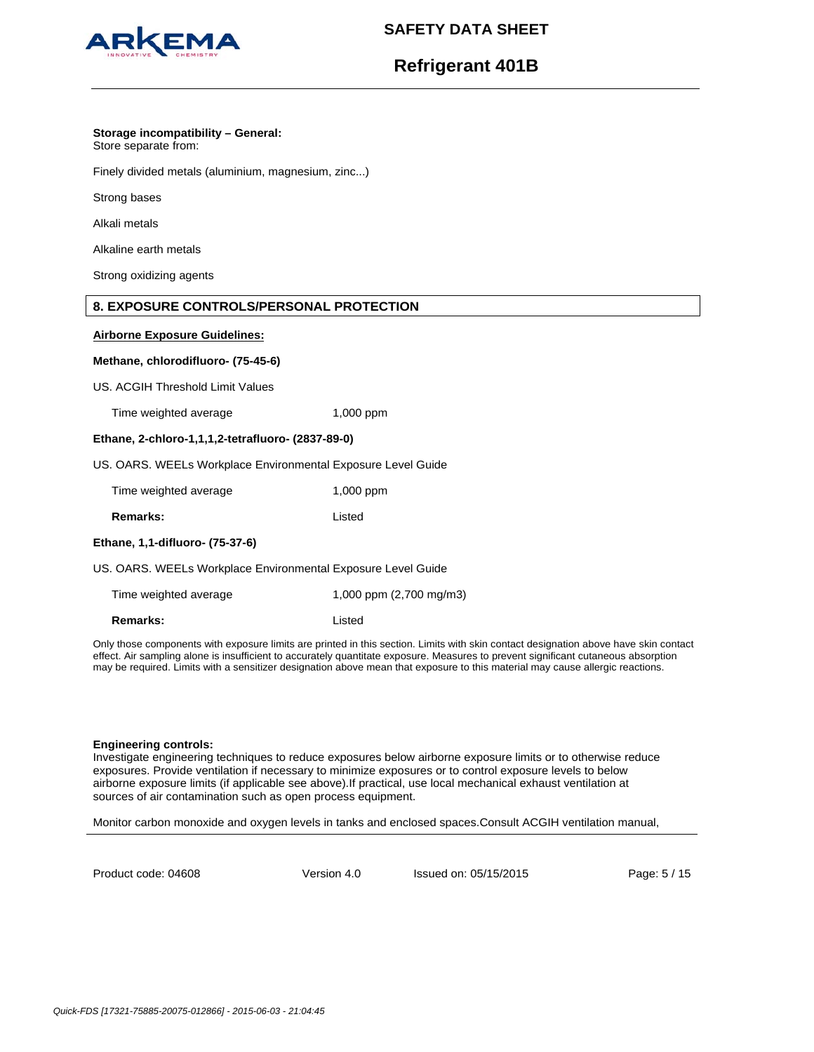**Storage incompatibility – General:**
Store separate from:

Finely divided metals (aluminium, magnesium, zinc...)

Strong bases

Alkali metals

Alkaline earth metals

Strong oxidizing agents

## 8. EXPOSURE CONTROLS/PERSONAL PROTECTION

**Airborne Exposure Guidelines:**

**Methane, chlorodifluoro- (75-45-6)**

US. ACGIH Threshold Limit Values

| | |
|---|---|
| Time weighted average | 1,000 ppm |

**Ethane, 2-chloro-1,1,1,2-tetrafluoro- (2837-89-0)**

US. OARS. WEELs Workplace Environmental Exposure Level Guide

| | |
|---|---|
| Time weighted average | 1,000 ppm |
| **Remarks:** | Listed |

**Ethane, 1,1-difluoro- (75-37-6)**

US. OARS. WEELs Workplace Environmental Exposure Level Guide

| | |
|---|---|
| Time weighted average | 1,000 ppm (2,700 mg/m3) |
| **Remarks:** | Listed |

Only those components with exposure limits are printed in this section. Limits with skin contact designation above have skin contact effect. Air sampling alone is insufficient to accurately quantitate exposure. Measures to prevent significant cutaneous absorption may be required. Limits with a sensitizer designation above mean that exposure to this material may cause allergic reactions.

**Engineering controls:**
Investigate engineering techniques to reduce exposures below airborne exposure limits or to otherwise reduce exposures. Provide ventilation if necessary to minimize exposures or to control exposure levels to below airborne exposure limits (if applicable see above).If practical, use local mechanical exhaust ventilation at sources of air contamination such as open process equipment.

Monitor carbon monoxide and oxygen levels in tanks and enclosed spaces.Consult ACGIH ventilation manual,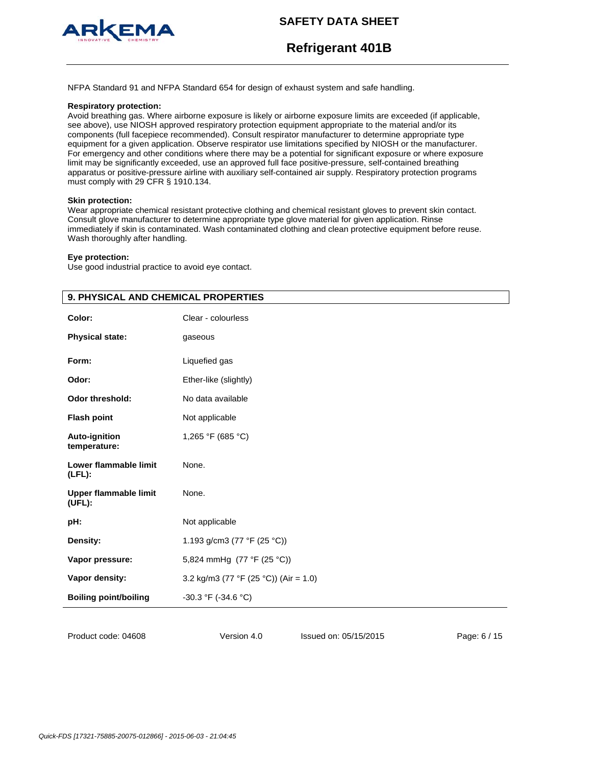NFPA Standard 91 and NFPA Standard 654 for design of exhaust system and safe handling.

**Respiratory protection:**
Avoid breathing gas. Where airborne exposure is likely or airborne exposure limits are exceeded (if applicable, see above), use NIOSH approved respiratory protection equipment appropriate to the material and/or its components (full facepiece recommended). Consult respirator manufacturer to determine appropriate type equipment for a given application. Observe respirator use limitations specified by NIOSH or the manufacturer. For emergency and other conditions where there may be a potential for significant exposure or where exposure limit may be significantly exceeded, use an approved full face positive-pressure, self-contained breathing apparatus or positive-pressure airline with auxiliary self-contained air supply. Respiratory protection programs must comply with 29 CFR § 1910.134.

**Skin protection:**
Wear appropriate chemical resistant protective clothing and chemical resistant gloves to prevent skin contact. Consult glove manufacturer to determine appropriate type glove material for given application. Rinse immediately if skin is contaminated. Wash contaminated clothing and clean protective equipment before reuse. Wash thoroughly after handling.

**Eye protection:**
Use good industrial practice to avoid eye contact.

## 9. PHYSICAL AND CHEMICAL PROPERTIES

| | |
|---|---|
| **Color:** | Clear - colourless |
| **Physical state:** | gaseous |
| **Form:** | Liquefied gas |
| **Odor:** | Ether-like (slightly) |
| **Odor threshold:** | No data available |
| **Flash point** | Not applicable |
| **Auto-ignition temperature:** | 1,265 °F (685 °C) |
| **Lower flammable limit (LFL):** | None. |
| **Upper flammable limit (UFL):** | None. |
| **pH:** | Not applicable |
| **Density:** | 1.193 g/cm3 (77 °F (25 °C)) |
| **Vapor pressure:** | 5,824 mmHg (77 °F (25 °C)) |
| **Vapor density:** | 3.2 kg/m3 (77 °F (25 °C)) (Air = 1.0) |
| **Boiling point/boiling** | -30.3 °F (-34.6 °C) |

Product code: 04608 Version 4.0 Issued on: 05/15/2015

*Quick-FDS [17321-75885-20075-012866] - 2015-06-03 - 21:04:45*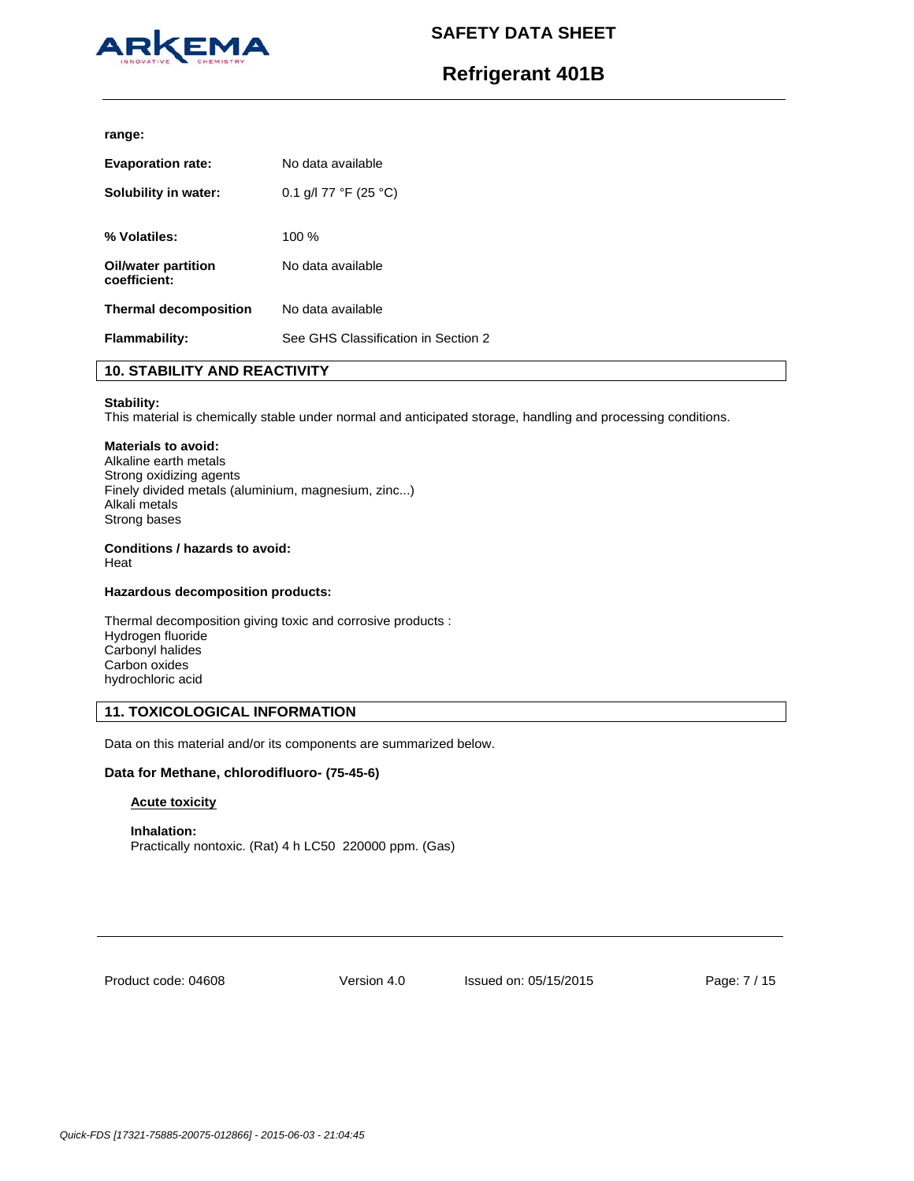**range:**

| | |
|---|---|
| **Evaporation rate:** | No data available |
| **Solubility in water:** | 0.1 g/l 77 °F (25 °C) |
| **% Volatiles:** | 100 % |
| **Oil/water partition coefficient:** | No data available |
| **Thermal decomposition** | No data available |
| **Flammability:** | See GHS Classification in Section 2 |

## 10. STABILITY AND REACTIVITY

**Stability:**
This material is chemically stable under normal and anticipated storage, handling and processing conditions.

**Materials to avoid:**
Alkaline earth metals
Strong oxidizing agents
Finely divided metals (aluminium, magnesium, zinc...)
Alkali metals
Strong bases

**Conditions / hazards to avoid:**
Heat

**Hazardous decomposition products:**

Thermal decomposition giving toxic and corrosive products :
Hydrogen fluoride
Carbonyl halides
Carbon oxides
hydrochloric acid

## 11. TOXICOLOGICAL INFORMATION

Data on this material and/or its components are summarized below.

**Data for Methane, chlorodifluoro- (75-45-6)**

**Acute toxicity**

**Inhalation:**
Practically nontoxic. (Rat) 4 h LC50 220000 ppm. (Gas)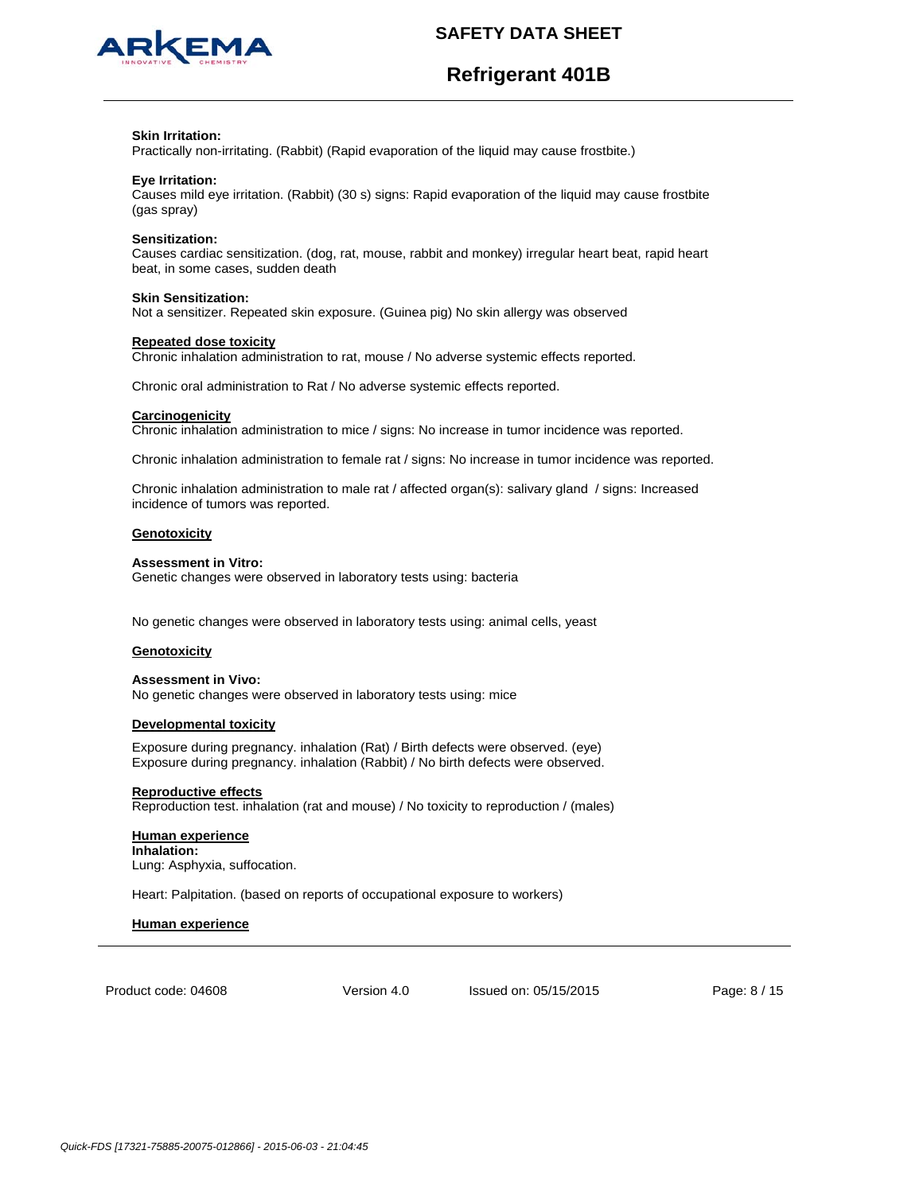**Skin Irritation:**
Practically non-irritating. (Rabbit) (Rapid evaporation of the liquid may cause frostbite.)

**Eye Irritation:**
Causes mild eye irritation. (Rabbit) (30 s) signs: Rapid evaporation of the liquid may cause frostbite (gas spray)

**Sensitization:**
Causes cardiac sensitization. (dog, rat, mouse, rabbit and monkey) irregular heart beat, rapid heart beat, in some cases, sudden death

**Skin Sensitization:**
Not a sensitizer. Repeated skin exposure. (Guinea pig) No skin allergy was observed

**Repeated dose toxicity**
Chronic inhalation administration to rat, mouse / No adverse systemic effects reported.

Chronic oral administration to Rat / No adverse systemic effects reported.

**Carcinogenicity**
Chronic inhalation administration to mice / signs: No increase in tumor incidence was reported.

Chronic inhalation administration to female rat / signs: No increase in tumor incidence was reported.

Chronic inhalation administration to male rat / affected organ(s): salivary gland / signs: Increased incidence of tumors was reported.

**Genotoxicity**

**Assessment in Vitro:**
Genetic changes were observed in laboratory tests using: bacteria

No genetic changes were observed in laboratory tests using: animal cells, yeast

**Genotoxicity**

**Assessment in Vivo:**
No genetic changes were observed in laboratory tests using: mice

**Developmental toxicity**

Exposure during pregnancy. inhalation (Rat) / Birth defects were observed. (eye)
Exposure during pregnancy. inhalation (Rabbit) / No birth defects were observed.

**Reproductive effects**
Reproduction test. inhalation (rat and mouse) / No toxicity to reproduction / (males)

**Human experience**
**Inhalation:**
Lung: Asphyxia, suffocation.

Heart: Palpitation. (based on reports of occupational exposure to workers)

**Human experience**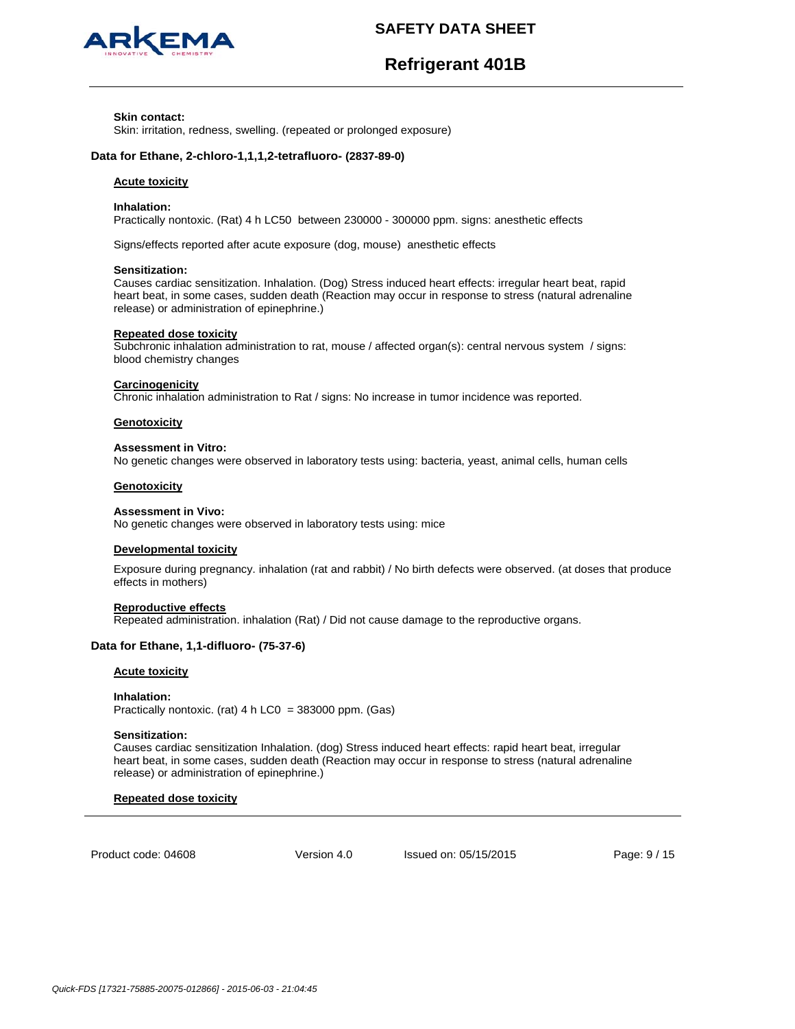**Skin contact:**
Skin: irritation, redness, swelling. (repeated or prolonged exposure)

### Data for Ethane, 2-chloro-1,1,1,2-tetrafluoro- (2837-89-0)

**Acute toxicity**

**Inhalation:**
Practically nontoxic. (Rat) 4 h LC50 between 230000 - 300000 ppm. signs: anesthetic effects

Signs/effects reported after acute exposure (dog, mouse) anesthetic effects

**Sensitization:**
Causes cardiac sensitization. Inhalation. (Dog) Stress induced heart effects: irregular heart beat, rapid heart beat, in some cases, sudden death (Reaction may occur in response to stress (natural adrenaline release) or administration of epinephrine.)

**Repeated dose toxicity**
Subchronic inhalation administration to rat, mouse / affected organ(s): central nervous system / signs: blood chemistry changes

**Carcinogenicity**
Chronic inhalation administration to Rat / signs: No increase in tumor incidence was reported.

**Genotoxicity**

**Assessment in Vitro:**
No genetic changes were observed in laboratory tests using: bacteria, yeast, animal cells, human cells

**Genotoxicity**

**Assessment in Vivo:**
No genetic changes were observed in laboratory tests using: mice

**Developmental toxicity**

Exposure during pregnancy. inhalation (rat and rabbit) / No birth defects were observed. (at doses that produce effects in mothers)

**Reproductive effects**
Repeated administration. inhalation (Rat) / Did not cause damage to the reproductive organs.

### Data for Ethane, 1,1-difluoro- (75-37-6)

**Acute toxicity**

**Inhalation:**
Practically nontoxic. (rat) 4 h LC0 = 383000 ppm. (Gas)

**Sensitization:**
Causes cardiac sensitization Inhalation. (dog) Stress induced heart effects: rapid heart beat, irregular heart beat, in some cases, sudden death (Reaction may occur in response to stress (natural adrenaline release) or administration of epinephrine.)

**Repeated dose toxicity**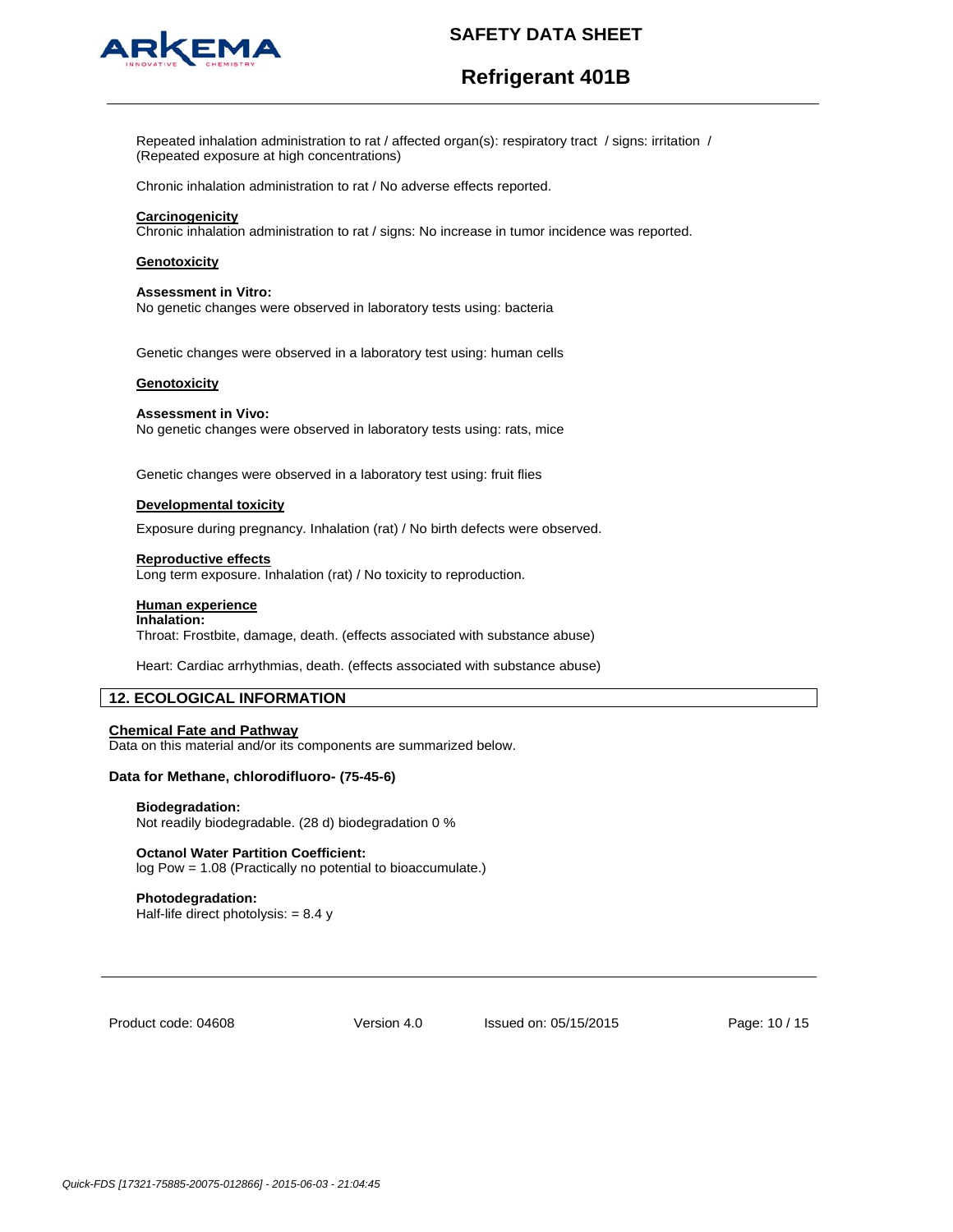Repeated inhalation administration to rat / affected organ(s): respiratory tract / signs: irritation / (Repeated exposure at high concentrations)

Chronic inhalation administration to rat / No adverse effects reported.

**Carcinogenicity**
Chronic inhalation administration to rat / signs: No increase in tumor incidence was reported.

**Genotoxicity**

**Assessment in Vitro:**
No genetic changes were observed in laboratory tests using: bacteria

Genetic changes were observed in a laboratory test using: human cells

**Genotoxicity**

**Assessment in Vivo:**
No genetic changes were observed in laboratory tests using: rats, mice

Genetic changes were observed in a laboratory test using: fruit flies

**Developmental toxicity**

Exposure during pregnancy. Inhalation (rat) / No birth defects were observed.

**Reproductive effects**
Long term exposure. Inhalation (rat) / No toxicity to reproduction.

**Human experience**
**Inhalation:**
Throat: Frostbite, damage, death. (effects associated with substance abuse)

Heart: Cardiac arrhythmias, death. (effects associated with substance abuse)

## 12. ECOLOGICAL INFORMATION

**Chemical Fate and Pathway**
Data on this material and/or its components are summarized below.

**Data for Methane, chlorodifluoro- (75-45-6)**

**Biodegradation:**
Not readily biodegradable. (28 d) biodegradation 0 %

**Octanol Water Partition Coefficient:**
log Pow = 1.08 (Practically no potential to bioaccumulate.)

**Photodegradation:**
Half-life direct photolysis: = 8.4 y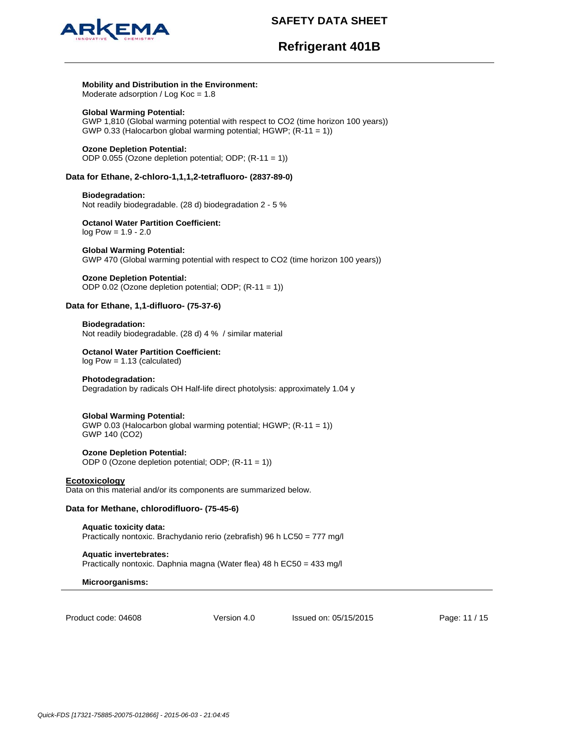**Mobility and Distribution in the Environment:**
Moderate adsorption / Log Koc = 1.8

**Global Warming Potential:**
GWP 1,810 (Global warming potential with respect to $CO_2$ (time horizon 100 years))
GWP 0.33 (Halocarbon global warming potential; HGWP; (R-11 = 1))

**Ozone Depletion Potential:**
ODP 0.055 (Ozone depletion potential; ODP; (R-11 = 1))

### Data for Ethane, 2-chloro-1,1,1,2-tetrafluoro- (2837-89-0)

**Biodegradation:**
Not readily biodegradable. (28 d) biodegradation 2 - 5 %

**Octanol Water Partition Coefficient:**
log Pow = 1.9 - 2.0

**Global Warming Potential:**
GWP 470 (Global warming potential with respect to $CO_2$ (time horizon 100 years))

**Ozone Depletion Potential:**
ODP 0.02 (Ozone depletion potential; ODP; (R-11 = 1))

### Data for Ethane, 1,1-difluoro- (75-37-6)

**Biodegradation:**
Not readily biodegradable. (28 d) 4 % / similar material

**Octanol Water Partition Coefficient:**
log Pow = 1.13 (calculated)

**Photodegradation:**
Degradation by radicals OH Half-life direct photolysis: approximately 1.04 y

**Global Warming Potential:**
GWP 0.03 (Halocarbon global warming potential; HGWP; (R-11 = 1))
GWP 140 ($CO_2$)

**Ozone Depletion Potential:**
ODP 0 (Ozone depletion potential; ODP; (R-11 = 1))

## Ecotoxicology

Data on this material and/or its components are summarized below.

### Data for Methane, chlorodifluoro- (75-45-6)

**Aquatic toxicity data:**
Practically nontoxic. Brachydanio rerio (zebrafish) 96 h LC50 = 777 mg/l

**Aquatic invertebrates:**
Practically nontoxic. Daphnia magna (Water flea) 48 h EC50 = 433 mg/l

**Microorganisms:**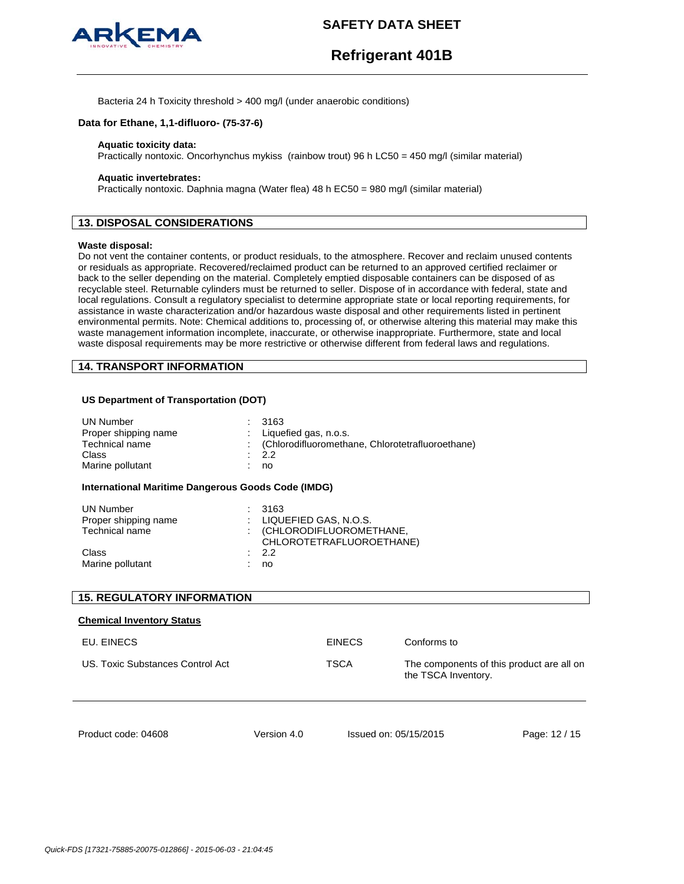Bacteria 24 h Toxicity threshold > 400 mg/l (under anaerobic conditions)

**Data for Ethane, 1,1-difluoro- (75-37-6)**

**Aquatic toxicity data:**
Practically nontoxic. Oncorhynchus mykiss (rainbow trout) 96 h LC50 = 450 mg/l (similar material)

**Aquatic invertebrates:**
Practically nontoxic. Daphnia magna (Water flea) 48 h EC50 = 980 mg/l (similar material)

## 13. DISPOSAL CONSIDERATIONS

**Waste disposal:**
Do not vent the container contents, or product residuals, to the atmosphere. Recover and reclaim unused contents or residuals as appropriate. Recovered/reclaimed product can be returned to an approved certified reclaimer or back to the seller depending on the material. Completely emptied disposable containers can be disposed of as recyclable steel. Returnable cylinders must be returned to seller. Dispose of in accordance with federal, state and local regulations. Consult a regulatory specialist to determine appropriate state or local reporting requirements, for assistance in waste characterization and/or hazardous waste disposal and other requirements listed in pertinent environmental permits. Note: Chemical additions to, processing of, or otherwise altering this material may make this waste management information incomplete, inaccurate, or otherwise inappropriate. Furthermore, state and local waste disposal requirements may be more restrictive or otherwise different from federal laws and regulations.

## 14. TRANSPORT INFORMATION

**US Department of Transportation (DOT)**

| | | |
|---|---|---|
| UN Number | : | 3163 |
| Proper shipping name | : | Liquefied gas, n.o.s. |
| Technical name | : | (Chlorodifluoromethane, Chlorotetrafluoroethane) |
| Class | : | 2.2 |
| Marine pollutant | : | no |

**International Maritime Dangerous Goods Code (IMDG)**

| | | |
|---|---|---|
| UN Number | : | 3163 |
| Proper shipping name | : | LIQUEFIED GAS, N.O.S. |
| Technical name | : | (CHLORODIFLUOROMETHANE, CHLOROTETRAFLUOROETHANE) |
| Class | : | 2.2 |
| Marine pollutant | : | no |

## 15. REGULATORY INFORMATION

**Chemical Inventory Status**

| | | |
|---|---|---|
| EU. EINECS | EINECS | Conforms to |
| US. Toxic Substances Control Act | TSCA | The components of this product are all on the TSCA Inventory. |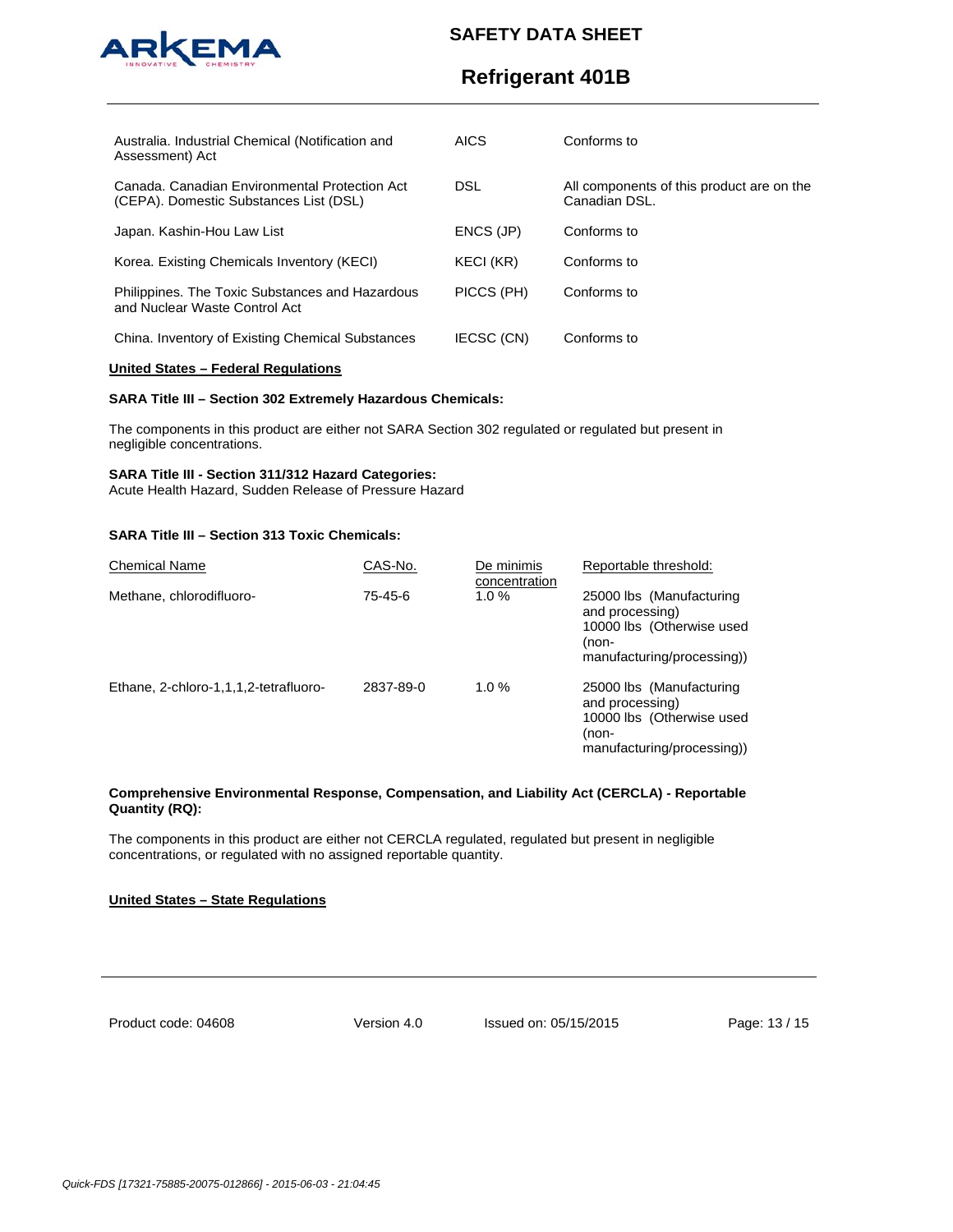| | | |
|---|---|---|
| Australia. Industrial Chemical (Notification and Assessment) Act | AICS | Conforms to |
| Canada. Canadian Environmental Protection Act (CEPA). Domestic Substances List (DSL) | DSL | All components of this product are on the Canadian DSL. |
| Japan. Kashin-Hou Law List | ENCS (JP) | Conforms to |
| Korea. Existing Chemicals Inventory (KECI) | KECI (KR) | Conforms to |
| Philippines. The Toxic Substances and Hazardous and Nuclear Waste Control Act | PICCS (PH) | Conforms to |
| China. Inventory of Existing Chemical Substances | IECSC (CN) | Conforms to |

**United States – Federal Regulations**

**SARA Title III – Section 302 Extremely Hazardous Chemicals:**

The components in this product are either not SARA Section 302 regulated or regulated but present in negligible concentrations.

**SARA Title III - Section 311/312 Hazard Categories:**
Acute Health Hazard, Sudden Release of Pressure Hazard

**SARA Title III – Section 313 Toxic Chemicals:**

| Chemical Name | CAS-No. | De minimis concentration | Reportable threshold: |
|---|---|---|---|
| Methane, chlorodifluoro- | 75-45-6 | 1.0 % | 25000 lbs (Manufacturing and processing) 10000 lbs (Otherwise used (non-manufacturing/processing)) |
| Ethane, 2-chloro-1,1,1,2-tetrafluoro- | 2837-89-0 | 1.0 % | 25000 lbs (Manufacturing and processing) 10000 lbs (Otherwise used (non-manufacturing/processing)) |

**Comprehensive Environmental Response, Compensation, and Liability Act (CERCLA) - Reportable Quantity (RQ):**

The components in this product are either not CERCLA regulated, regulated but present in negligible concentrations, or regulated with no assigned reportable quantity.

**United States – State Regulations**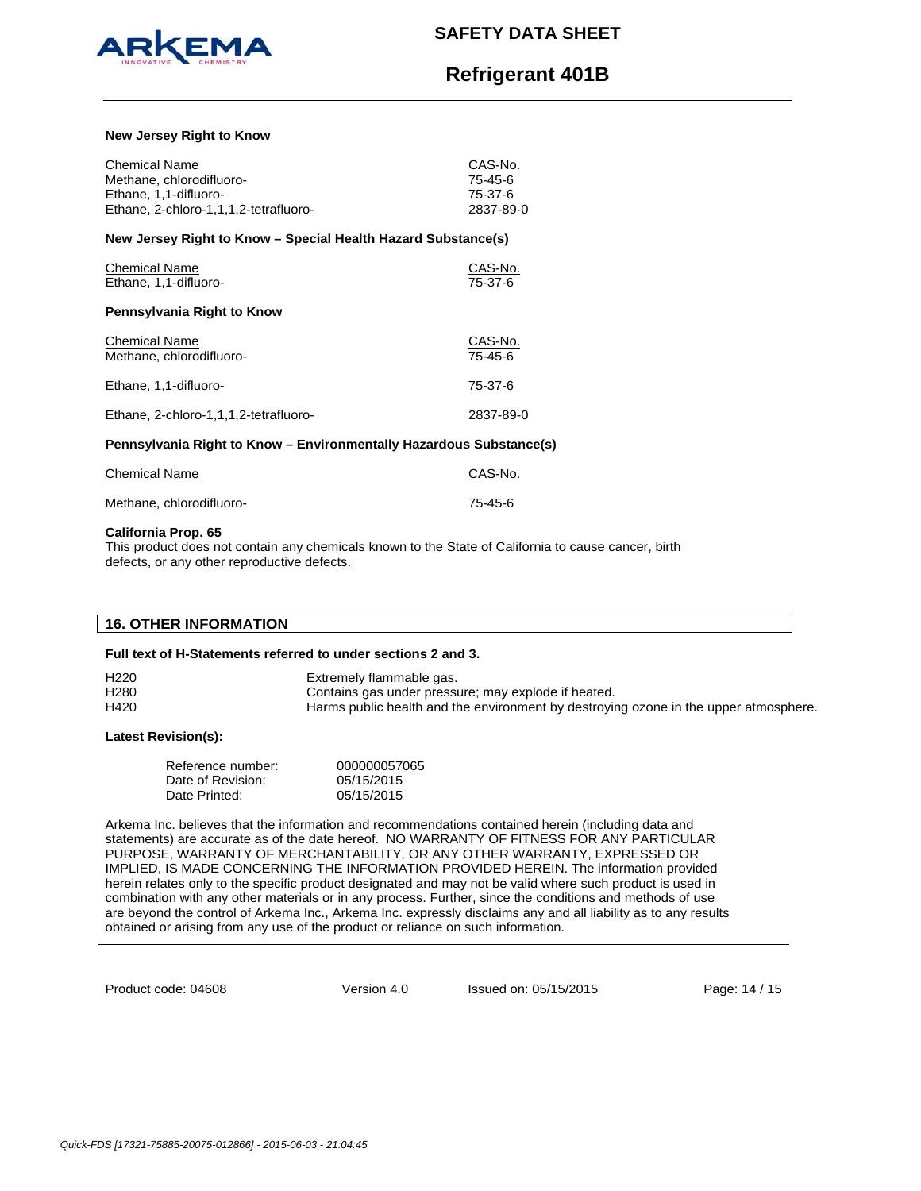**New Jersey Right to Know**

| Chemical Name | CAS-No. |
|---|---|
| Methane, chlorodifluoro- | 75-45-6 |
| Ethane, 1,1-difluoro- | 75-37-6 |
| Ethane, 2-chloro-1,1,1,2-tetrafluoro- | 2837-89-0 |

**New Jersey Right to Know – Special Health Hazard Substance(s)**

| Chemical Name | CAS-No. |
|---|---|
| Ethane, 1,1-difluoro- | 75-37-6 |

**Pennsylvania Right to Know**

| Chemical Name | CAS-No. |
|---|---|
| Methane, chlorodifluoro- | 75-45-6 |
| Ethane, 1,1-difluoro- | 75-37-6 |
| Ethane, 2-chloro-1,1,1,2-tetrafluoro- | 2837-89-0 |

**Pennsylvania Right to Know – Environmentally Hazardous Substance(s)**

| Chemical Name | CAS-No. |
|---|---|
| Methane, chlorodifluoro- | 75-45-6 |

**California Prop. 65**

This product does not contain any chemicals known to the State of California to cause cancer, birth defects, or any other reproductive defects.

## 16. OTHER INFORMATION

**Full text of H-Statements referred to under sections 2 and 3.**

| | |
|---|---|
| H220 | Extremely flammable gas. |
| H280 | Contains gas under pressure; may explode if heated. |
| H420 | Harms public health and the environment by destroying ozone in the upper atmosphere. |

**Latest Revision(s):**

| | |
|---|---|
| Reference number: | 000000057065 |
| Date of Revision: | 05/15/2015 |
| Date Printed: | 05/15/2015 |

Arkema Inc. believes that the information and recommendations contained herein (including data and statements) are accurate as of the date hereof. NO WARRANTY OF FITNESS FOR ANY PARTICULAR PURPOSE, WARRANTY OF MERCHANTABILITY, OR ANY OTHER WARRANTY, EXPRESSED OR IMPLIED, IS MADE CONCERNING THE INFORMATION PROVIDED HEREIN. The information provided herein relates only to the specific product designated and may not be valid where such product is used in combination with any other materials or in any process. Further, since the conditions and methods of use are beyond the control of Arkema Inc., Arkema Inc. expressly disclaims any and all liability as to any results obtained or arising from any use of the product or reliance on such information.